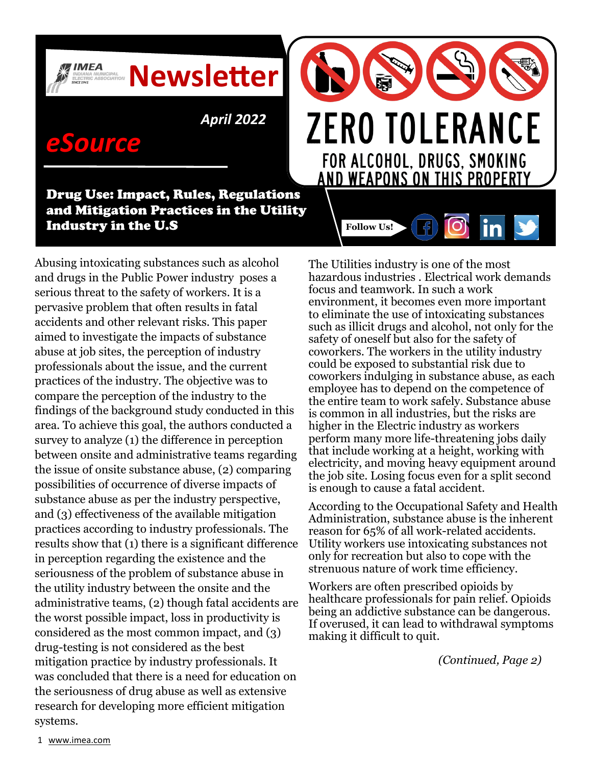# IMEA Newsletter

**April 2022**

## eSource

**ZERO TOLERANCE**
FOR ALCOHOL, DRUGS, SMOKING AND WEAPONS ON THIS PROPERTY

Follow Us!

## Drug Use: Impact, Rules, Regulations and Mitigation Practices in the Utility Industry in the U.S

Abusing intoxicating substances such as alcohol and drugs in the Public Power industry poses a serious threat to the safety of workers. It is a pervasive problem that often results in fatal accidents and other relevant risks. This paper aimed to investigate the impacts of substance abuse at job sites, the perception of industry professionals about the issue, and the current practices of the industry. The objective was to compare the perception of the industry to the findings of the background study conducted in this area. To achieve this goal, the authors conducted a survey to analyze (1) the difference in perception between onsite and administrative teams regarding the issue of onsite substance abuse, (2) comparing possibilities of occurrence of diverse impacts of substance abuse as per the industry perspective, and (3) effectiveness of the available mitigation practices according to industry professionals. The results show that (1) there is a significant difference in perception regarding the existence and the seriousness of the problem of substance abuse in the utility industry between the onsite and the administrative teams, (2) though fatal accidents are the worst possible impact, loss in productivity is considered as the most common impact, and (3) drug-testing is not considered as the best mitigation practice by industry professionals. It was concluded that there is a need for education on the seriousness of drug abuse as well as extensive research for developing more efficient mitigation systems.

The Utilities industry is one of the most hazardous industries . Electrical work demands focus and teamwork. In such a work environment, it becomes even more important to eliminate the use of intoxicating substances such as illicit drugs and alcohol, not only for the safety of oneself but also for the safety of coworkers. The workers in the utility industry could be exposed to substantial risk due to coworkers indulging in substance abuse, as each employee has to depend on the competence of the entire team to work safely. Substance abuse is common in all industries, but the risks are higher in the Electric industry as workers perform many more life-threatening jobs daily that include working at a height, working with electricity, and moving heavy equipment around the job site. Losing focus even for a split second is enough to cause a fatal accident.

According to the Occupational Safety and Health Administration, substance abuse is the inherent reason for 65% of all work-related accidents. Utility workers use intoxicating substances not only for recreation but also to cope with the strenuous nature of work time efficiency.

Workers are often prescribed opioids by healthcare professionals for pain relief. Opioids being an addictive substance can be dangerous. If overused, it can lead to withdrawal symptoms making it difficult to quit.

*(Continued, Page 2)*

www.imea.com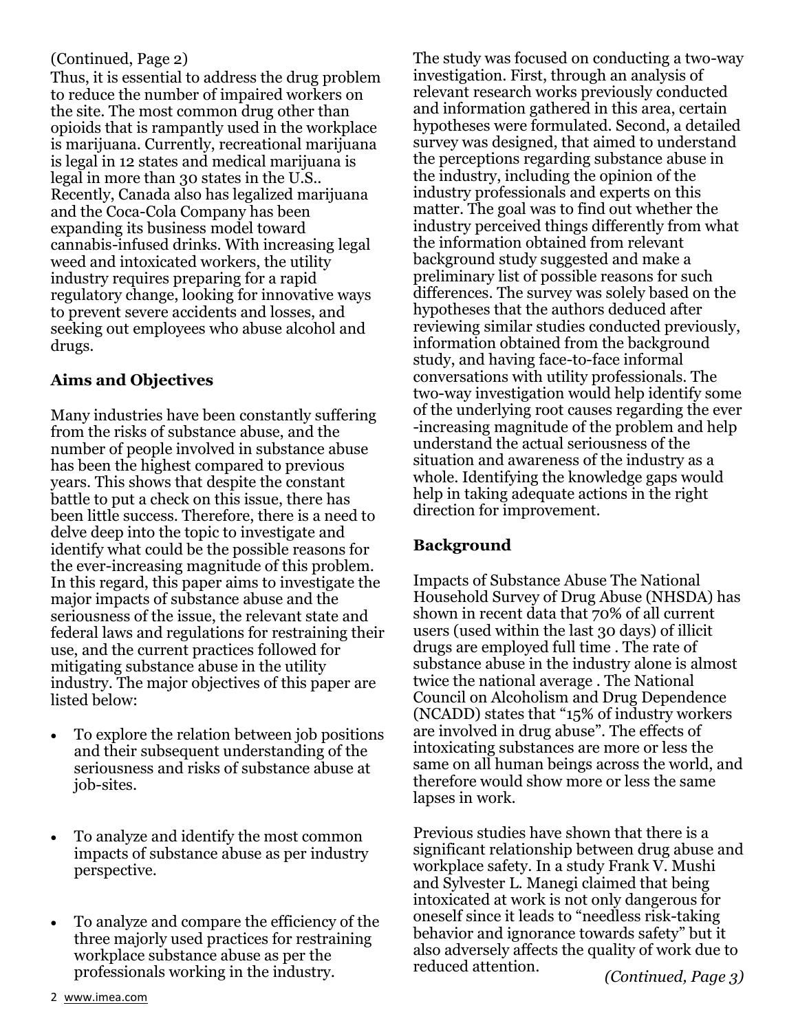(Continued, Page 2)

Thus, it is essential to address the drug problem to reduce the number of impaired workers on the site. The most common drug other than opioids that is rampantly used in the workplace is marijuana. Currently, recreational marijuana is legal in 12 states and medical marijuana is legal in more than 30 states in the U.S.. Recently, Canada also has legalized marijuana and the Coca-Cola Company has been expanding its business model toward cannabis-infused drinks. With increasing legal weed and intoxicated workers, the utility industry requires preparing for a rapid regulatory change, looking for innovative ways to prevent severe accidents and losses, and seeking out employees who abuse alcohol and drugs.

## Aims and Objectives

Many industries have been constantly suffering from the risks of substance abuse, and the number of people involved in substance abuse has been the highest compared to previous years. This shows that despite the constant battle to put a check on this issue, there has been little success. Therefore, there is a need to delve deep into the topic to investigate and identify what could be the possible reasons for the ever-increasing magnitude of this problem. In this regard, this paper aims to investigate the major impacts of substance abuse and the seriousness of the issue, the relevant state and federal laws and regulations for restraining their use, and the current practices followed for mitigating substance abuse in the utility industry. The major objectives of this paper are listed below:

- To explore the relation between job positions and their subsequent understanding of the seriousness and risks of substance abuse at job-sites.
- To analyze and identify the most common impacts of substance abuse as per industry perspective.
- To analyze and compare the efficiency of the three majorly used practices for restraining workplace substance abuse as per the professionals working in the industry.

The study was focused on conducting a two-way investigation. First, through an analysis of relevant research works previously conducted and information gathered in this area, certain hypotheses were formulated. Second, a detailed survey was designed, that aimed to understand the perceptions regarding substance abuse in the industry, including the opinion of the industry professionals and experts on this matter. The goal was to find out whether the industry perceived things differently from what the information obtained from relevant background study suggested and make a preliminary list of possible reasons for such differences. The survey was solely based on the hypotheses that the authors deduced after reviewing similar studies conducted previously, information obtained from the background study, and having face-to-face informal conversations with utility professionals. The two-way investigation would help identify some of the underlying root causes regarding the ever-increasing magnitude of the problem and help understand the actual seriousness of the situation and awareness of the industry as a whole. Identifying the knowledge gaps would help in taking adequate actions in the right direction for improvement.

## Background

Impacts of Substance Abuse The National Household Survey of Drug Abuse (NHSDA) has shown in recent data that 70% of all current users (used within the last 30 days) of illicit drugs are employed full time . The rate of substance abuse in the industry alone is almost twice the national average . The National Council on Alcoholism and Drug Dependence (NCADD) states that "15% of industry workers are involved in drug abuse". The effects of intoxicating substances are more or less the same on all human beings across the world, and therefore would show more or less the same lapses in work.

Previous studies have shown that there is a significant relationship between drug abuse and workplace safety. In a study Frank V. Mushi and Sylvester L. Manegi claimed that being intoxicated at work is not only dangerous for oneself since it leads to "needless risk-taking behavior and ignorance towards safety" but it also adversely affects the quality of work due to reduced attention.

*(Continued, Page 3)*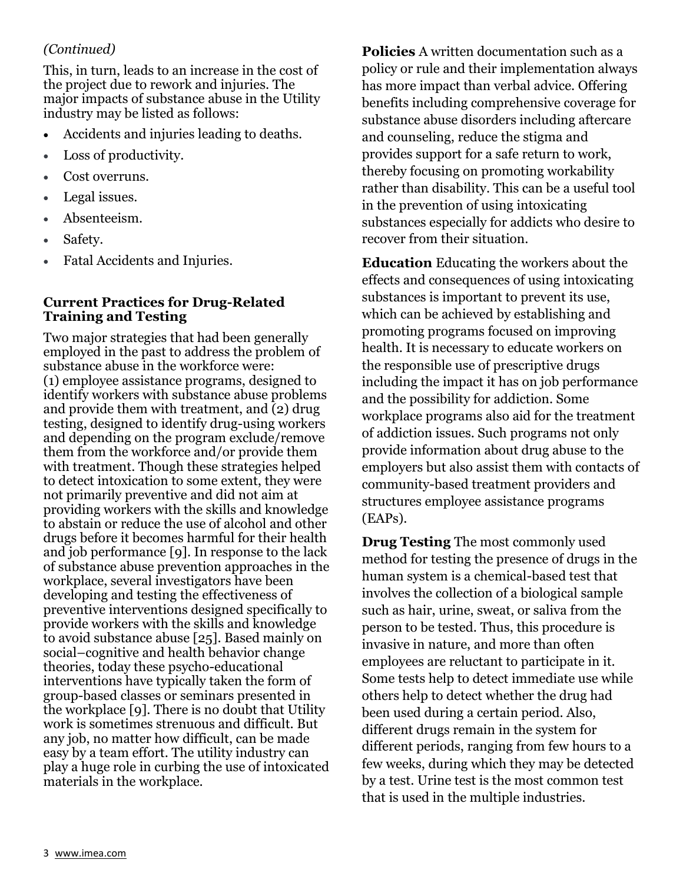*(Continued)*

This, in turn, leads to an increase in the cost of the project due to rework and injuries. The major impacts of substance abuse in the Utility industry may be listed as follows:

- Accidents and injuries leading to deaths.
- Loss of productivity.
- Cost overruns.
- Legal issues.
- Absenteeism.
- Safety.
- Fatal Accidents and Injuries.

### Current Practices for Drug-Related Training and Testing

Two major strategies that had been generally employed in the past to address the problem of substance abuse in the workforce were: (1) employee assistance programs, designed to identify workers with substance abuse problems and provide them with treatment, and (2) drug testing, designed to identify drug-using workers and depending on the program exclude/remove them from the workforce and/or provide them with treatment. Though these strategies helped to detect intoxication to some extent, they were not primarily preventive and did not aim at providing workers with the skills and knowledge to abstain or reduce the use of alcohol and other drugs before it becomes harmful for their health and job performance [9]. In response to the lack of substance abuse prevention approaches in the workplace, several investigators have been developing and testing the effectiveness of preventive interventions designed specifically to provide workers with the skills and knowledge to avoid substance abuse [25]. Based mainly on social–cognitive and health behavior change theories, today these psycho-educational interventions have typically taken the form of group-based classes or seminars presented in the workplace [9]. There is no doubt that Utility work is sometimes strenuous and difficult. But any job, no matter how difficult, can be made easy by a team effort. The utility industry can play a huge role in curbing the use of intoxicated materials in the workplace.

**Policies** A written documentation such as a policy or rule and their implementation always has more impact than verbal advice. Offering benefits including comprehensive coverage for substance abuse disorders including aftercare and counseling, reduce the stigma and provides support for a safe return to work, thereby focusing on promoting workability rather than disability. This can be a useful tool in the prevention of using intoxicating substances especially for addicts who desire to recover from their situation.

**Education** Educating the workers about the effects and consequences of using intoxicating substances is important to prevent its use, which can be achieved by establishing and promoting programs focused on improving health. It is necessary to educate workers on the responsible use of prescriptive drugs including the impact it has on job performance and the possibility for addiction. Some workplace programs also aid for the treatment of addiction issues. Such programs not only provide information about drug abuse to the employers but also assist them with contacts of community-based treatment providers and structures employee assistance programs (EAPs).

**Drug Testing** The most commonly used method for testing the presence of drugs in the human system is a chemical-based test that involves the collection of a biological sample such as hair, urine, sweat, or saliva from the person to be tested. Thus, this procedure is invasive in nature, and more than often employees are reluctant to participate in it. Some tests help to detect immediate use while others help to detect whether the drug had been used during a certain period. Also, different drugs remain in the system for different periods, ranging from few hours to a few weeks, during which they may be detected by a test. Urine test is the most common test that is used in the multiple industries.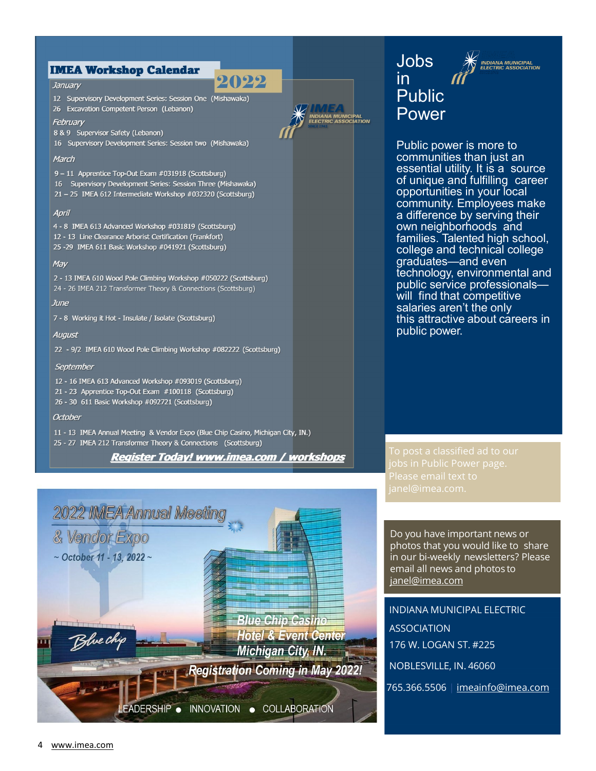## IMEA Workshop Calendar 2022

*January*

12 Supervisory Development Series: Session One (Mishawaka)
26 Excavation Competent Person (Lebanon)

*February*

8 & 9 Supervisor Safety (Lebanon)
16 Supervisory Development Series: Session two (Mishawaka)

*March*

9 – 11 Apprentice Top-Out Exam #031918 (Scottsburg)
16 Supervisory Development Series: Session Three (Mishawaka)
21 – 25 IMEA 612 Intermediate Workshop #032320 (Scottsburg)

*April*

4 - 8 IMEA 613 Advanced Workshop #031819 (Scottsburg)
12 - 13 Line Clearance Arborist Certification (Frankfort)
25 -29 IMEA 611 Basic Workshop #041921 (Scottsburg)

*May*

2 - 13 IMEA 610 Wood Pole Climbing Workshop #050222 (Scottsburg)
24 - 26 IMEA 212 Transformer Theory & Connections (Scottsburg)

*June*

7 - 8 Working it Hot - Insulate / Isolate (Scottsburg)

*August*

22 - 9/2 IMEA 610 Wood Pole Climbing Workshop #082222 (Scottsburg)

*September*

12 - 16 IMEA 613 Advanced Workshop #093019 (Scottsburg)
21 - 23 Apprentice Top-Out Exam #100118 (Scottsburg)
26 - 30 611 Basic Workshop #092721 (Scottsburg)

*October*

11 - 13 IMEA Annual Meeting & Vendor Expo (Blue Chip Casino, Michigan City, IN.)
25 - 27 IMEA 212 Transformer Theory & Connections (Scottsburg)

**Register Today! www.imea.com / workshops**

## 2022 IMEA Annual Meeting & Vendor Expo

~ October 11 - 13, 2022 ~

Blue Chip Casino Hotel & Event Center
Michigan City, IN.

Registration Coming in May 2022!

LEADERSHIP ● INNOVATION ● COLLABORATION

# Jobs in Public Power

Public power is more to communities than just an essential utility. It is a source of unique and fulfilling career opportunities in your local community. Employees make a difference by serving their own neighborhoods and families. Talented high school, college and technical college graduates—and even technology, environmental and public service professionals—will find that competitive salaries aren't the only this attractive about careers in public power.

To post a classified ad to our jobs in Public Power page. Please email text to janel@imea.com.

Do you have important news or photos that you would like to share in our bi-weekly newsletters? Please email all news and photos to janel@imea.com

INDIANA MUNICIPAL ELECTRIC ASSOCIATION
176 W. LOGAN ST. #225
NOBLESVILLE, IN. 46060
765.366.5506 | imeainfo@imea.com